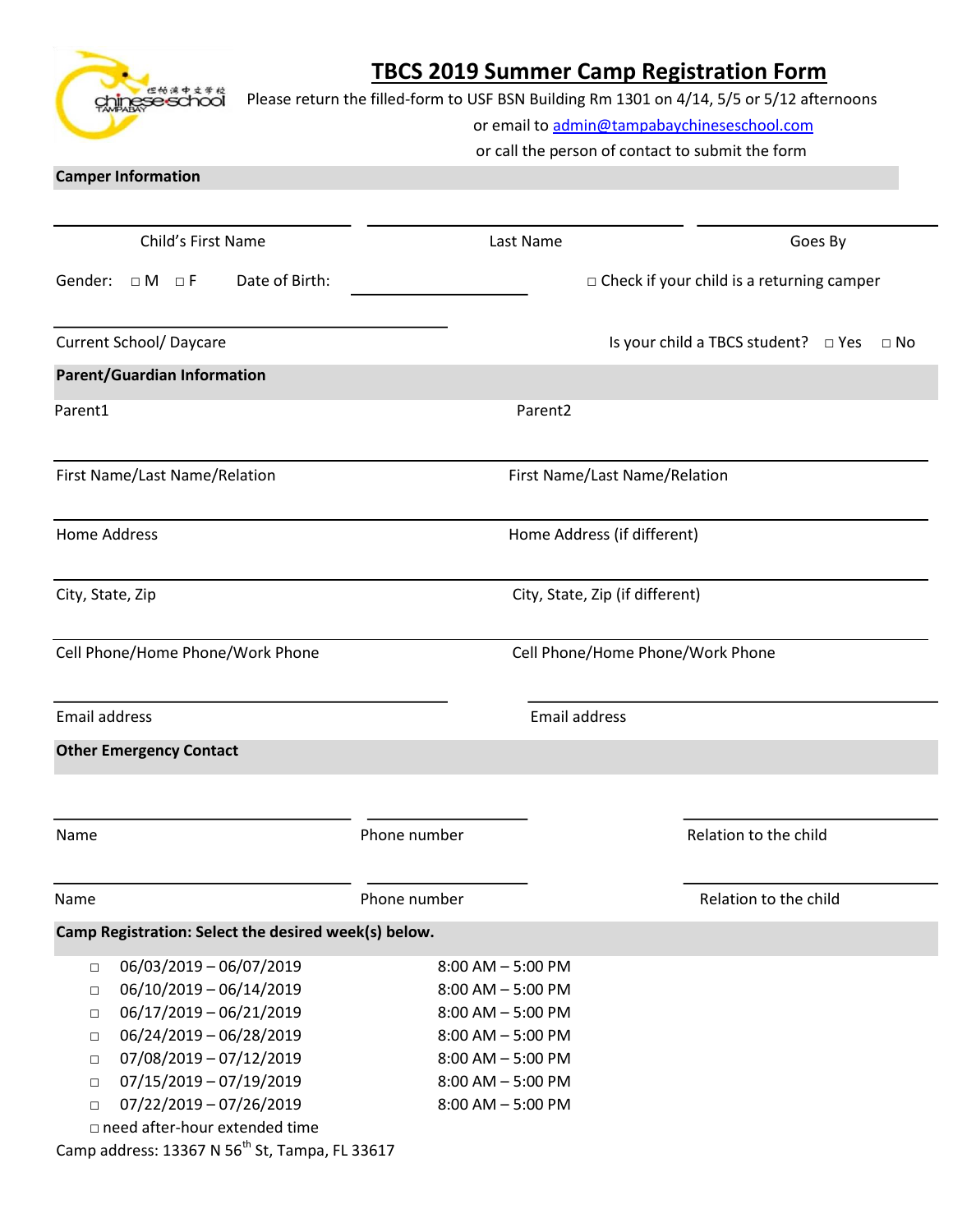# TBCS 2019 Summer Camp Registration Form

Please return the filled-form to USF BSN Building Rm 1301 on 4/14, 5/5 or 5/12 afternoons
or email to admin@tampabaychineseschool.com
or call the person of contact to submit the form

**Camper Information**

Child's First Name ____________ Last Name ____________ Goes By ____________

Gender: □ M □ F Date of Birth: ____________ □ Check if your child is a returning camper

Current School/ Daycare ____________ Is your child a TBCS student? □ Yes □ No

**Parent/Guardian Information**

| Parent1 | Parent2 |
|---|---|
| First Name/Last Name/Relation | First Name/Last Name/Relation |
| Home Address | Home Address (if different) |
| City, State, Zip | City, State, Zip (if different) |
| Cell Phone/Home Phone/Work Phone | Cell Phone/Home Phone/Work Phone |
| Email address | Email address |

**Other Emergency Contact**

| Name | Phone number | Relation to the child |
|---|---|---|
| | | |
| | | |

**Camp Registration: Select the desired week(s) below.**

- □ 06/03/2019 – 06/07/2019 8:00 AM – 5:00 PM
- □ 06/10/2019 – 06/14/2019 8:00 AM – 5:00 PM
- □ 06/17/2019 – 06/21/2019 8:00 AM – 5:00 PM
- □ 06/24/2019 – 06/28/2019 8:00 AM – 5:00 PM
- □ 07/08/2019 – 07/12/2019 8:00 AM – 5:00 PM
- □ 07/15/2019 – 07/19/2019 8:00 AM – 5:00 PM
- □ 07/22/2019 – 07/26/2019 8:00 AM – 5:00 PM
- □ need after-hour extended time

Camp address: 13367 N 56th St, Tampa, FL 33617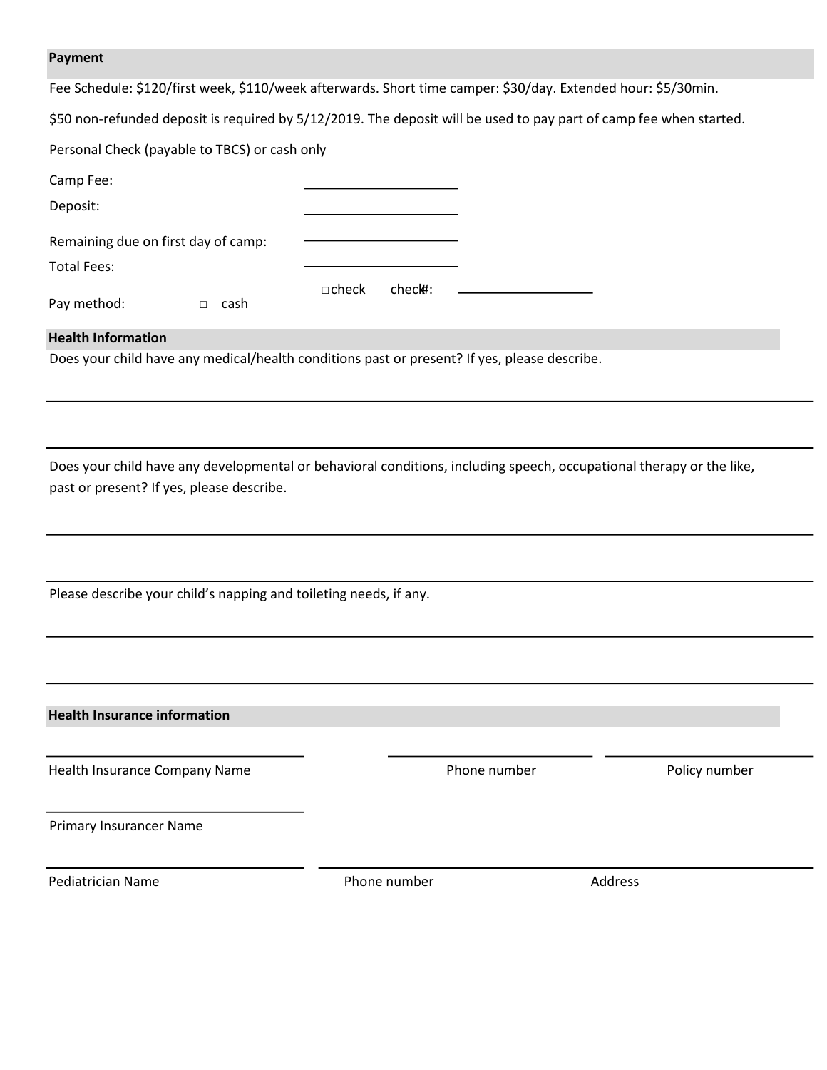## Payment

Fee Schedule: $120/first week, $110/week afterwards. Short time camper: $30/day. Extended hour: $5/30min.

$50 non-refunded deposit is required by 5/12/2019. The deposit will be used to pay part of camp fee when started.

Personal Check (payable to TBCS) or cash only

Camp Fee: ____________________

Deposit: ____________________

Remaining due on first day of camp: ____________________

Total Fees: ____________________

Pay method: □ cash □ check check#: ____________________

## Health Information

Does your child have any medical/health conditions past or present? If yes, please describe.

______________________________________________________________________________

______________________________________________________________________________

Does your child have any developmental or behavioral conditions, including speech, occupational therapy or the like, past or present? If yes, please describe.

______________________________________________________________________________

______________________________________________________________________________

Please describe your child's napping and toileting needs, if any.

______________________________________________________________________________

______________________________________________________________________________

## Health Insurance information

______________________________ ______________________________ ______________________________

Health Insurance Company Name | Phone number | Policy number

______________________________

Primary Insurancer Name

______________________________ ____________________________________________________________

Pediatrician Name | Phone number | Address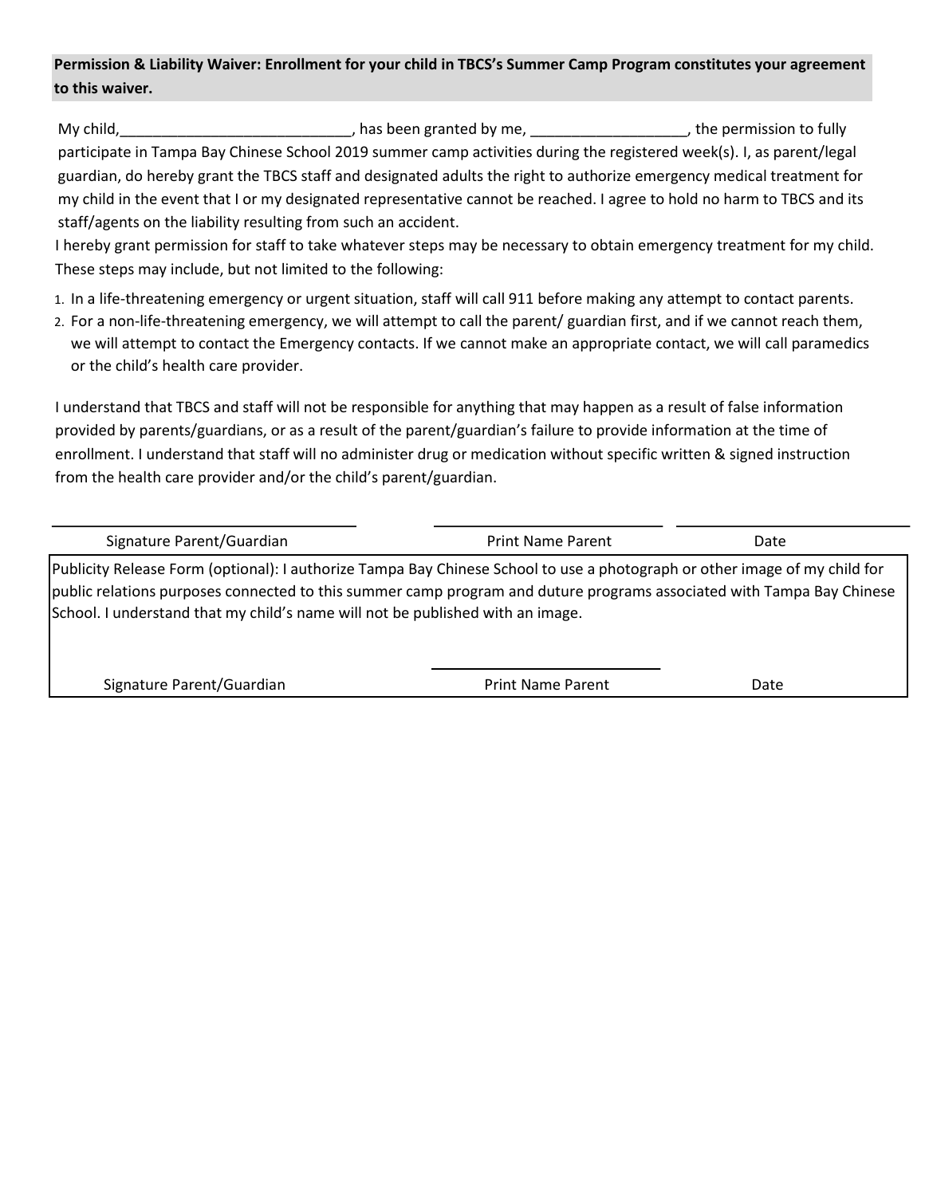**Permission & Liability Waiver: Enrollment for your child in TBCS's Summer Camp Program constitutes your agreement to this waiver.**

My child,____________________________, has been granted by me, ___________________, the permission to fully participate in Tampa Bay Chinese School 2019 summer camp activities during the registered week(s). I, as parent/legal guardian, do hereby grant the TBCS staff and designated adults the right to authorize emergency medical treatment for my child in the event that I or my designated representative cannot be reached. I agree to hold no harm to TBCS and its staff/agents on the liability resulting from such an accident.

I hereby grant permission for staff to take whatever steps may be necessary to obtain emergency treatment for my child. These steps may include, but not limited to the following:

1. In a life-threatening emergency or urgent situation, staff will call 911 before making any attempt to contact parents.
2. For a non-life-threatening emergency, we will attempt to call the parent/ guardian first, and if we cannot reach them, we will attempt to contact the Emergency contacts. If we cannot make an appropriate contact, we will call paramedics or the child's health care provider.

I understand that TBCS and staff will not be responsible for anything that may happen as a result of false information provided by parents/guardians, or as a result of the parent/guardian's failure to provide information at the time of enrollment. I understand that staff will no administer drug or medication without specific written & signed instruction from the health care provider and/or the child's parent/guardian.

| | | |
|---|---|---|
| ______________________ | ______________________ | ______________________ |
| Signature Parent/Guardian | Print Name Parent | Date |

Publicity Release Form (optional): I authorize Tampa Bay Chinese School to use a photograph or other image of my child for public relations purposes connected to this summer camp program and duture programs associated with Tampa Bay Chinese School. I understand that my child's name will not be published with an image.

| | | |
|---|---|---|
| | ______________________ | |
| Signature Parent/Guardian | Print Name Parent | Date |